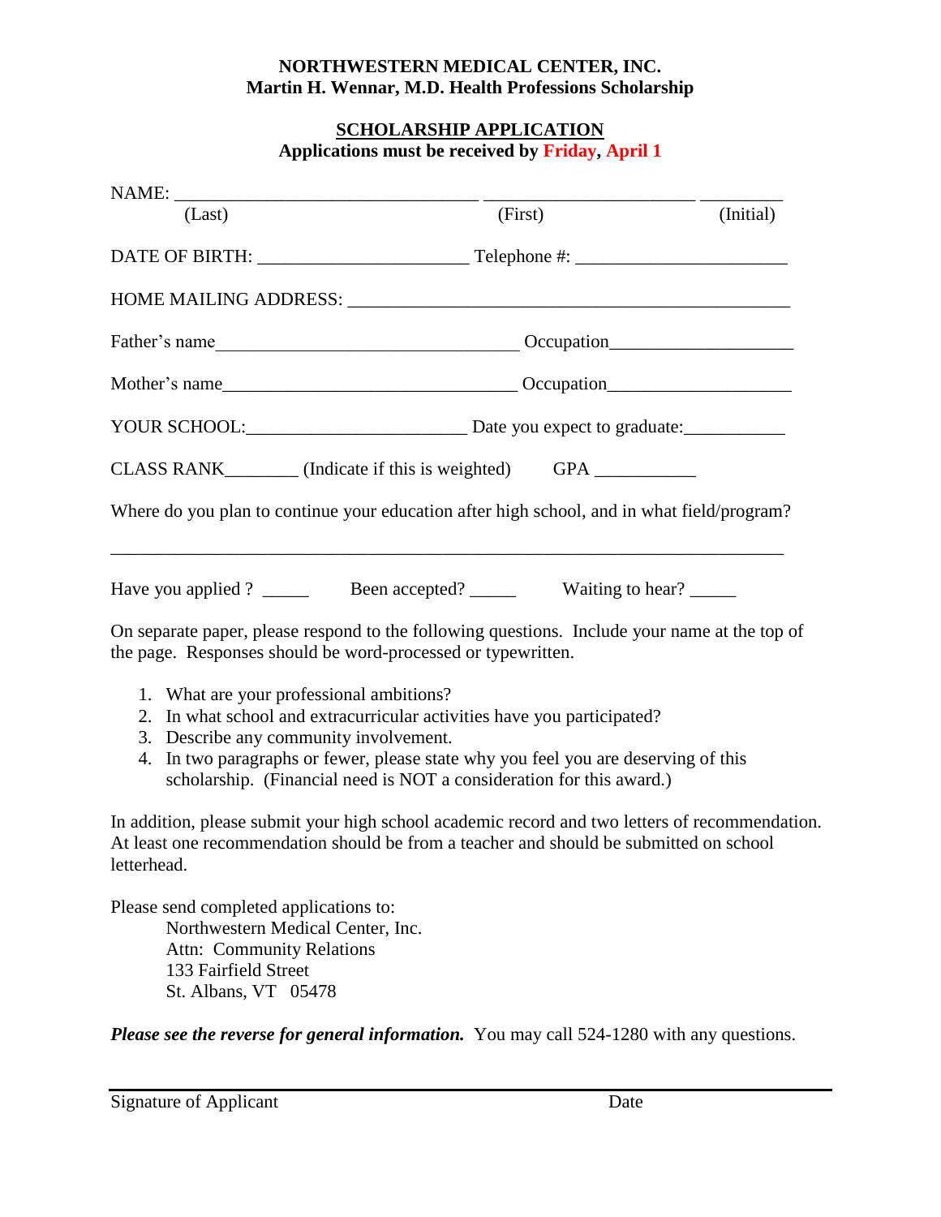**NORTHWESTERN MEDICAL CENTER, INC.**
**Martin H. Wennar, M.D. Health Professions Scholarship**

## SCHOLARSHIP APPLICATION

**Applications must be received by Friday, April 1**

NAME: _________________________________ _______________________ _________
(Last) (First) (Initial)

DATE OF BIRTH: _______________________ Telephone #: _______________________

HOME MAILING ADDRESS: ________________________________________________

Father's name_________________________________ Occupation____________________

Mother's name________________________________ Occupation____________________

YOUR SCHOOL:________________________ Date you expect to graduate:___________

CLASS RANK________ (Indicate if this is weighted) GPA ___________

Where do you plan to continue your education after high school, and in what field/program?

__________________________________________________________________________

Have you applied ? _____ Been accepted? _____ Waiting to hear? _____

On separate paper, please respond to the following questions. Include your name at the top of the page. Responses should be word-processed or typewritten.

1. What are your professional ambitions?
2. In what school and extracurricular activities have you participated?
3. Describe any community involvement.
4. In two paragraphs or fewer, please state why you feel you are deserving of this scholarship. (Financial need is NOT a consideration for this award.)

In addition, please submit your high school academic record and two letters of recommendation. At least one recommendation should be from a teacher and should be submitted on school letterhead.

Please send completed applications to:
Northwestern Medical Center, Inc.
Attn: Community Relations
133 Fairfield Street
St. Albans, VT 05478

***Please see the reverse for general information.*** You may call 524-1280 with any questions.

__________________________________________________________________________
Signature of Applicant Date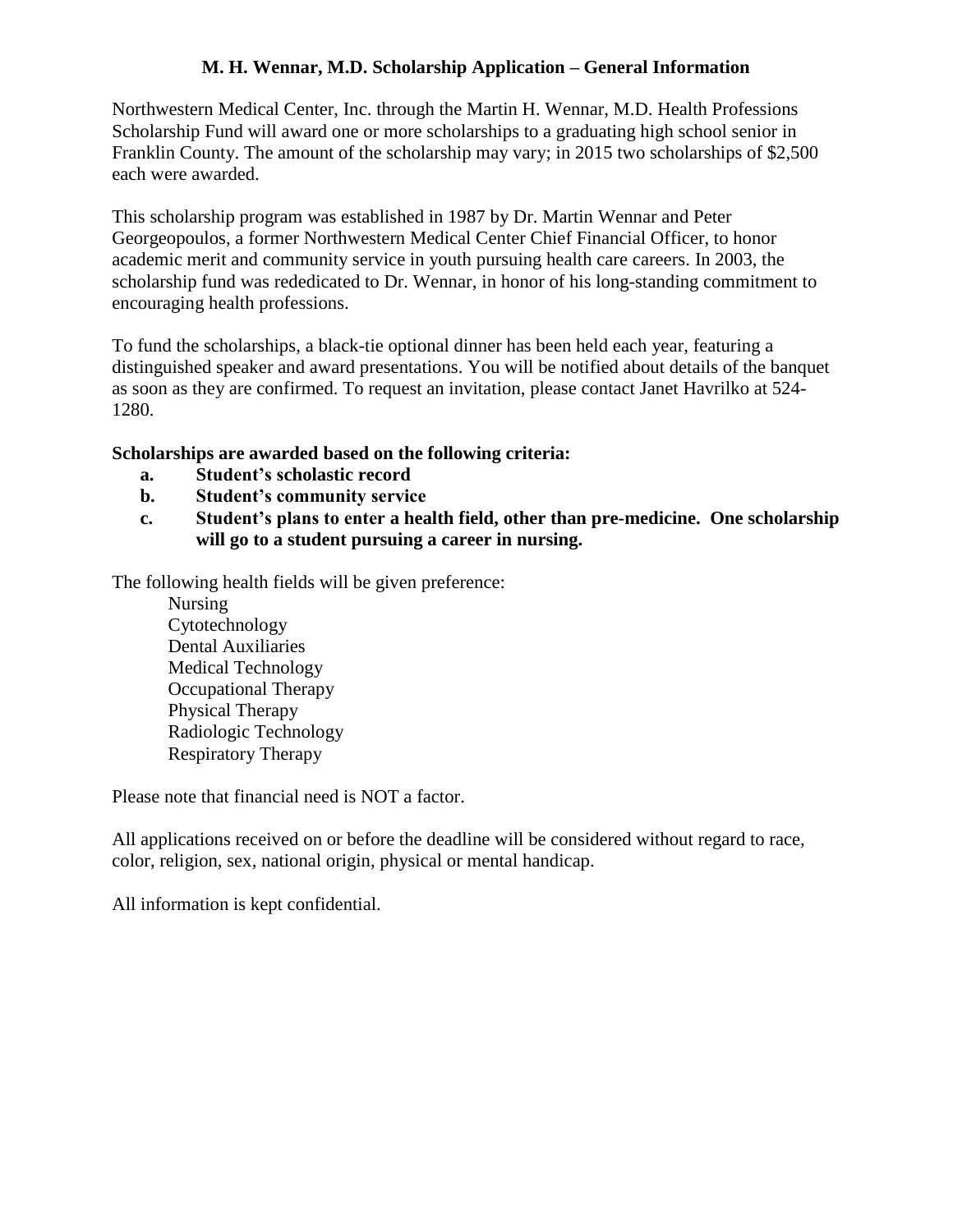## M. H. Wennar, M.D. Scholarship Application – General Information

Northwestern Medical Center, Inc. through the Martin H. Wennar, M.D. Health Professions Scholarship Fund will award one or more scholarships to a graduating high school senior in Franklin County. The amount of the scholarship may vary; in 2015 two scholarships of $2,500 each were awarded.

This scholarship program was established in 1987 by Dr. Martin Wennar and Peter Georgeopoulos, a former Northwestern Medical Center Chief Financial Officer, to honor academic merit and community service in youth pursuing health care careers. In 2003, the scholarship fund was rededicated to Dr. Wennar, in honor of his long-standing commitment to encouraging health professions.

To fund the scholarships, a black-tie optional dinner has been held each year, featuring a distinguished speaker and award presentations. You will be notified about details of the banquet as soon as they are confirmed. To request an invitation, please contact Janet Havrilko at 524-1280.

**Scholarships are awarded based on the following criteria:**

- **a. Student's scholastic record**
- **b. Student's community service**
- **c. Student's plans to enter a health field, other than pre-medicine. One scholarship will go to a student pursuing a career in nursing.**

The following health fields will be given preference:

- Nursing
- Cytotechnology
- Dental Auxiliaries
- Medical Technology
- Occupational Therapy
- Physical Therapy
- Radiologic Technology
- Respiratory Therapy

Please note that financial need is NOT a factor.

All applications received on or before the deadline will be considered without regard to race, color, religion, sex, national origin, physical or mental handicap.

All information is kept confidential.